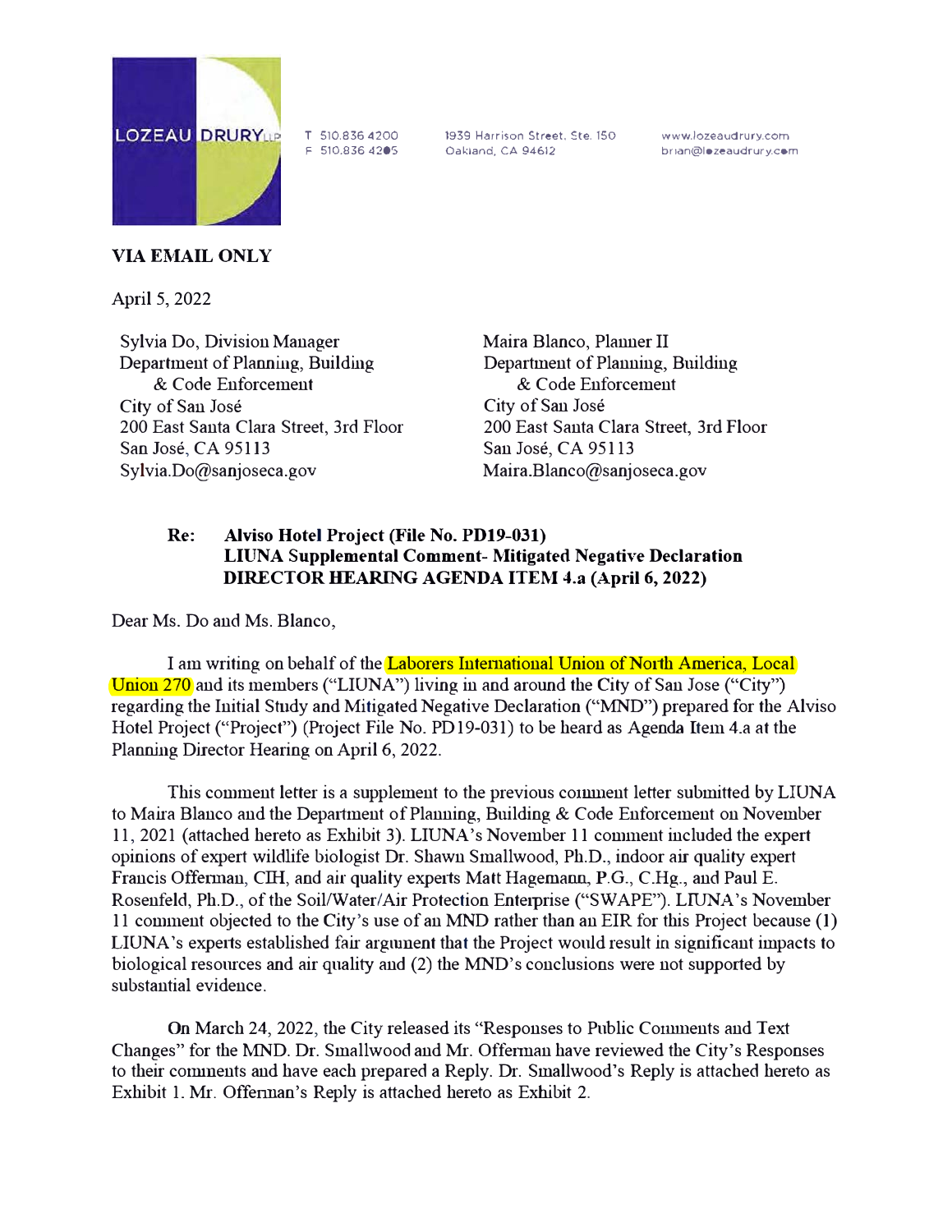LOZEAU DRURY LLP

T 510.836.4200
F 510.836.4205

1939 Harrison Street, Ste. 150
Oakland, CA 94612

www.lozeaudrury.com
brian@lozeaudrury.com

**VIA EMAIL ONLY**

April 5, 2022

Sylvia Do, Division Manager
Department of Planning, Building
& Code Enforcement
City of San José
200 East Santa Clara Street, 3rd Floor
San José, CA 95113
Sylvia.Do@sanjoseca.gov

Maira Blanco, Planner II
Department of Planning, Building
& Code Enforcement
City of San José
200 East Santa Clara Street, 3rd Floor
San José, CA 95113
Maira.Blanco@sanjoseca.gov

**Re: Alviso Hotel Project (File No. PD19-031)**
**LIUNA Supplemental Comment- Mitigated Negative Declaration**
**DIRECTOR HEARING AGENDA ITEM 4.a (April 6, 2022)**

Dear Ms. Do and Ms. Blanco,

I am writing on behalf of the Laborers International Union of North America, Local Union 270 and its members ("LIUNA") living in and around the City of San Jose ("City") regarding the Initial Study and Mitigated Negative Declaration ("MND") prepared for the Alviso Hotel Project ("Project") (Project File No. PD19-031) to be heard as Agenda Item 4.a at the Planning Director Hearing on April 6, 2022.

This comment letter is a supplement to the previous comment letter submitted by LIUNA to Maira Blanco and the Department of Planning, Building & Code Enforcement on November 11, 2021 (attached hereto as Exhibit 3). LIUNA's November 11 comment included the expert opinions of expert wildlife biologist Dr. Shawn Smallwood, Ph.D., indoor air quality expert Francis Offerman, CIH, and air quality experts Matt Hagemann, P.G., C.Hg., and Paul E. Rosenfeld, Ph.D., of the Soil/Water/Air Protection Enterprise ("SWAPE"). LIUNA's November 11 comment objected to the City's use of an MND rather than an EIR for this Project because (1) LIUNA's experts established fair argument that the Project would result in significant impacts to biological resources and air quality and (2) the MND's conclusions were not supported by substantial evidence.

On March 24, 2022, the City released its "Responses to Public Comments and Text Changes" for the MND. Dr. Smallwood and Mr. Offerman have reviewed the City's Responses to their comments and have each prepared a Reply. Dr. Smallwood's Reply is attached hereto as Exhibit 1. Mr. Offerman's Reply is attached hereto as Exhibit 2.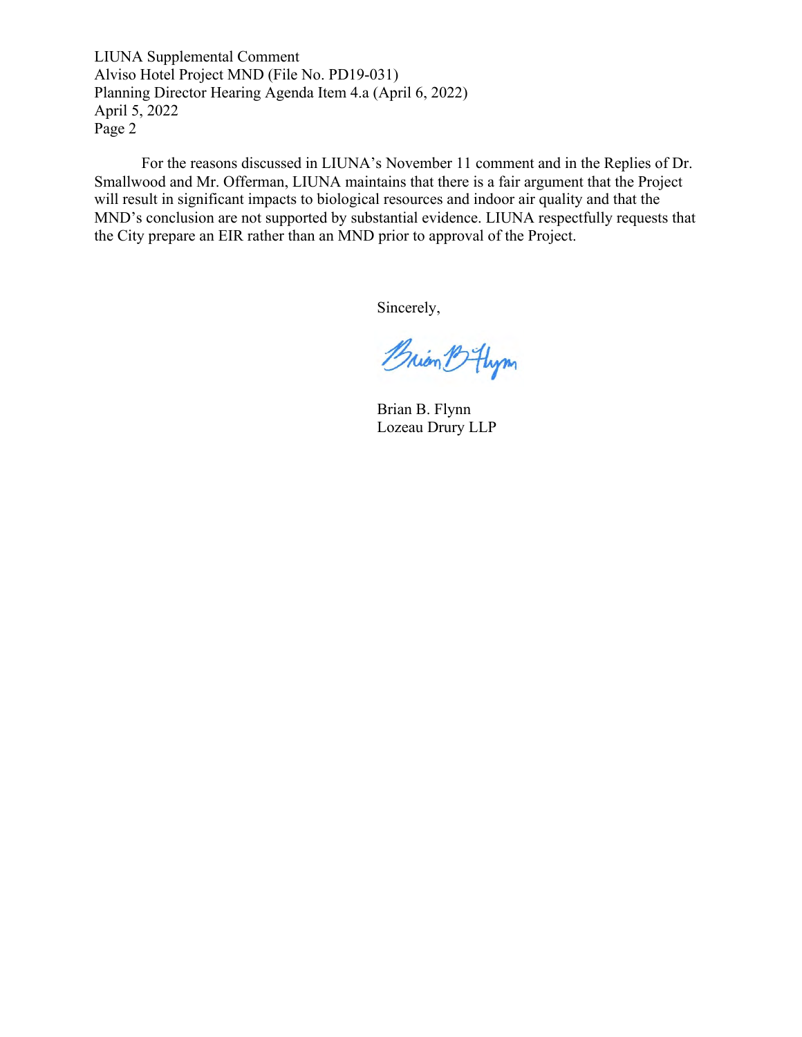For the reasons discussed in LIUNA's November 11 comment and in the Replies of Dr. Smallwood and Mr. Offerman, LIUNA maintains that there is a fair argument that the Project will result in significant impacts to biological resources and indoor air quality and that the MND's conclusion are not supported by substantial evidence. LIUNA respectfully requests that the City prepare an EIR rather than an MND prior to approval of the Project.

Sincerely,

Brian B. Flynn
Lozeau Drury LLP